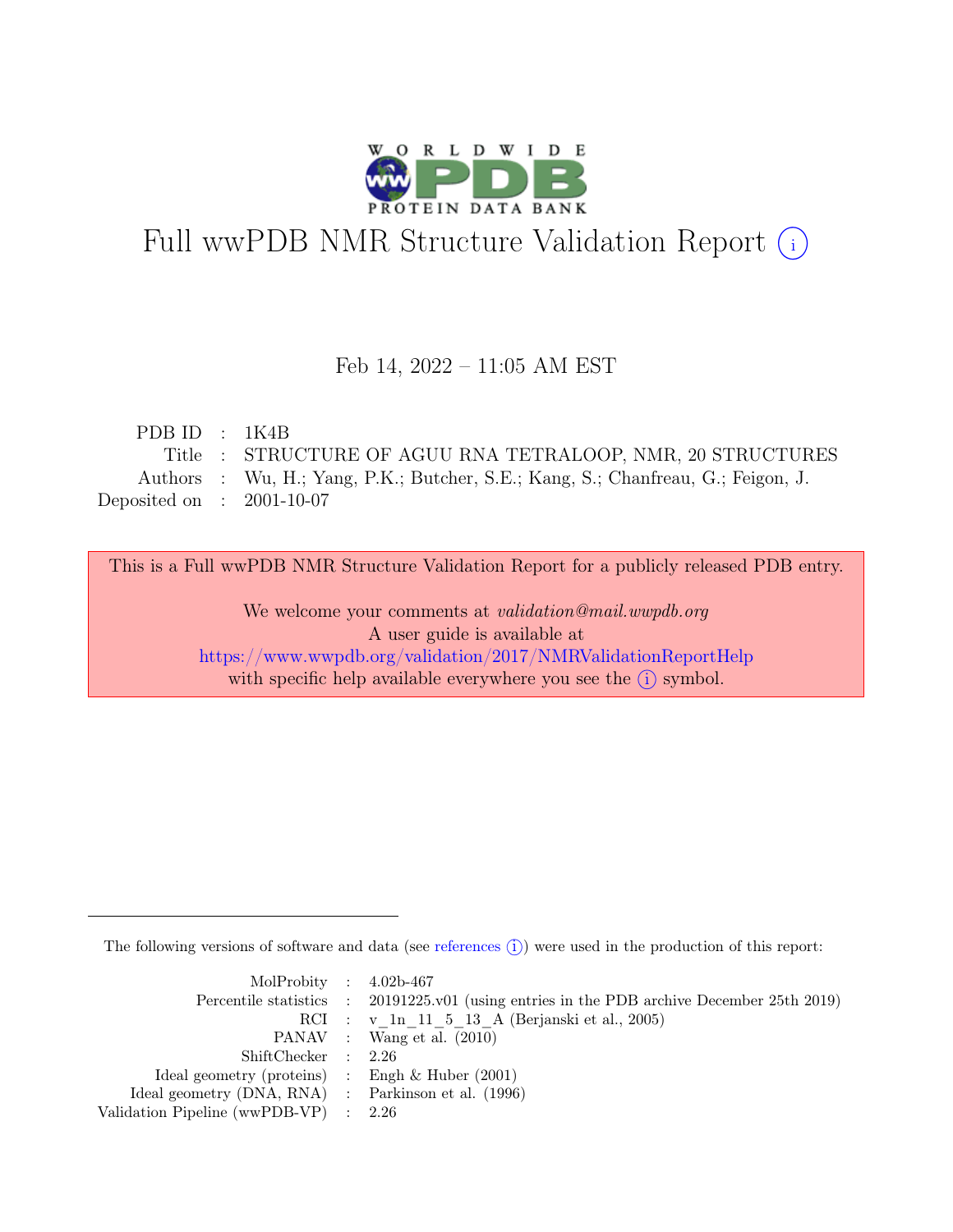# Full wwPDB NMR Structure Validation Report (i)

Feb 14, 2022 – 11:05 AM EST

| | | |
|---|---|---|
| PDB ID | : | 1K4B |
| Title | : | STRUCTURE OF AGUU RNA TETRALOOP, NMR, 20 STRUCTURES |
| Authors | : | Wu, H.; Yang, P.K.; Butcher, S.E.; Kang, S.; Chanfreau, G.; Feigon, J. |
| Deposited on | : | 2001-10-07 |

This is a Full wwPDB NMR Structure Validation Report for a publicly released PDB entry.

We welcome your comments at *validation@mail.wwpdb.org*
A user guide is available at
https://www.wwpdb.org/validation/2017/NMRValidationReportHelp
with specific help available everywhere you see the (i) symbol.

The following versions of software and data (see references (i)) were used in the production of this report:

| | | |
|---|---|---|
| MolProbity | : | 4.02b-467 |
| Percentile statistics | : | 20191225.v01 (using entries in the PDB archive December 25th 2019) |
| RCI | : | v_1n_11_5_13_A (Berjanski et al., 2005) |
| PANAV | : | Wang et al. (2010) |
| ShiftChecker | : | 2.26 |
| Ideal geometry (proteins) | : | Engh & Huber (2001) |
| Ideal geometry (DNA, RNA) | : | Parkinson et al. (1996) |
| Validation Pipeline (wwPDB-VP) | : | 2.26 |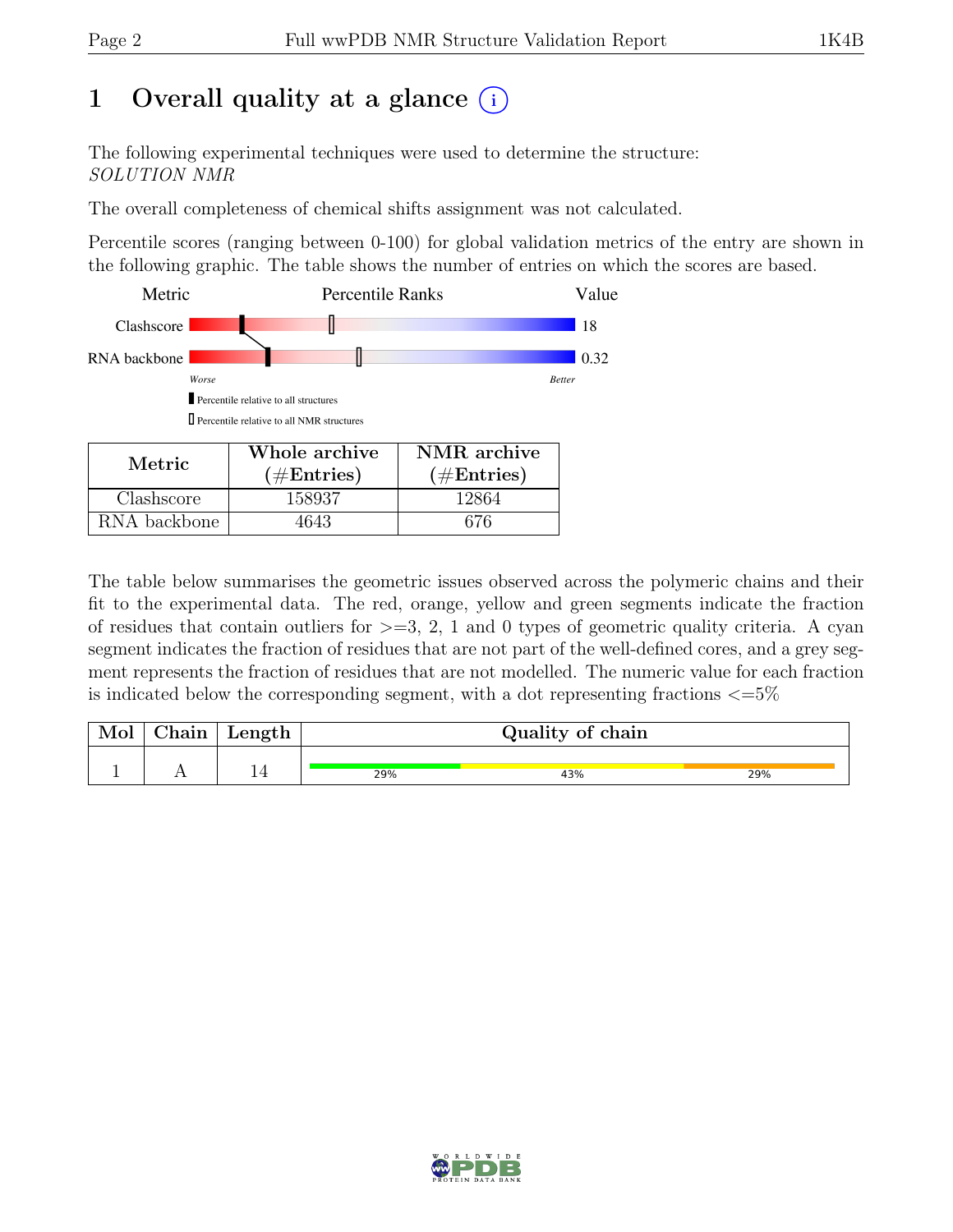# 1 Overall quality at a glance (i)

The following experimental techniques were used to determine the structure:
*SOLUTION NMR*

The overall completeness of chemical shifts assignment was not calculated.

Percentile scores (ranging between 0-100) for global validation metrics of the entry are shown in the following graphic. The table shows the number of entries on which the scores are based.

| Metric | Percentile Ranks | Value |
|---|---|---|
| Clashscore | | 18 |
| RNA backbone | | 0.32 |

Worse — Better

▮ Percentile relative to all structures

▯ Percentile relative to all NMR structures

| Metric | Whole archive (#Entries) | NMR archive (#Entries) |
|---|---|---|
| Clashscore | 158937 | 12864 |
| RNA backbone | 4643 | 676 |

The table below summarises the geometric issues observed across the polymeric chains and their fit to the experimental data. The red, orange, yellow and green segments indicate the fraction of residues that contain outliers for >=3, 2, 1 and 0 types of geometric quality criteria. A cyan segment indicates the fraction of residues that are not part of the well-defined cores, and a grey segment represents the fraction of residues that are not modelled. The numeric value for each fraction is indicated below the corresponding segment, with a dot representing fractions <=5%

| Mol | Chain | Length | Quality of chain |
|---|---|---|---|
| 1 | A | 14 | 29% / 43% / 29% |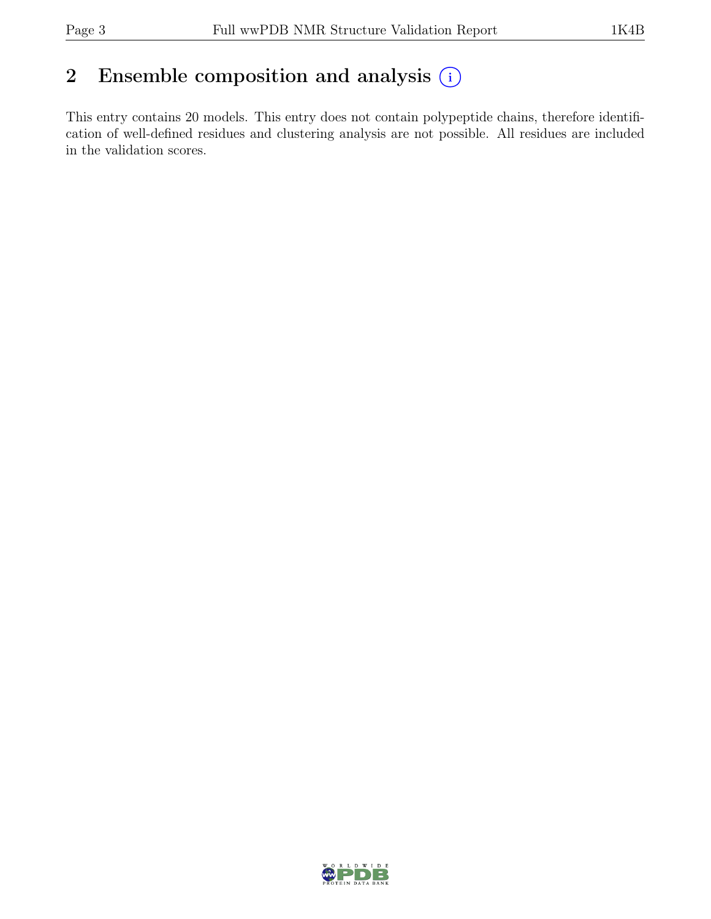## 2 Ensemble composition and analysis

This entry contains 20 models. This entry does not contain polypeptide chains, therefore identification of well-defined residues and clustering analysis are not possible. All residues are included in the validation scores.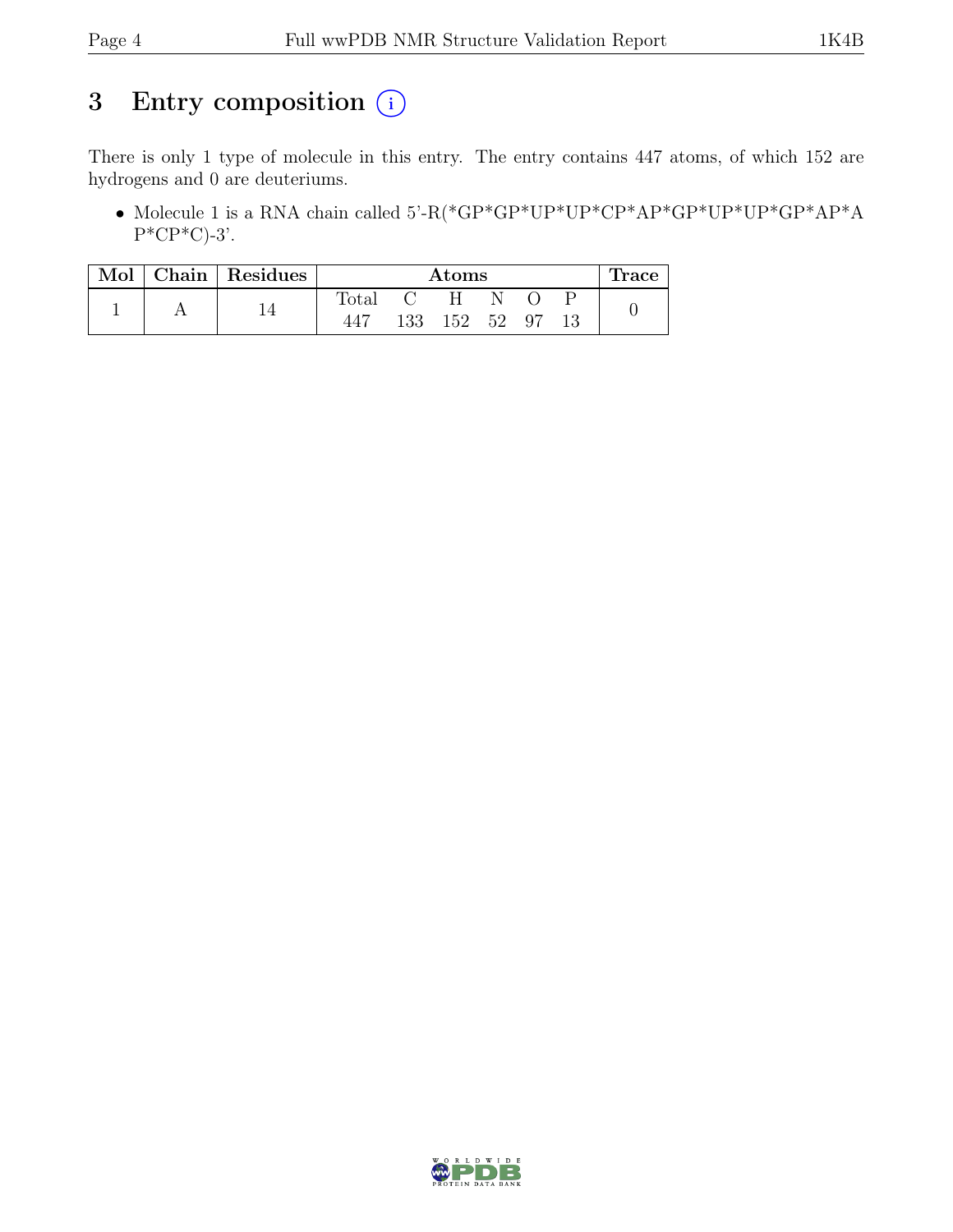# 3 Entry composition (i)

There is only 1 type of molecule in this entry. The entry contains 447 atoms, of which 152 are hydrogens and 0 are deuteriums.

- Molecule 1 is a RNA chain called 5'-R(*GP*GP*UP*UP*CP*AP*GP*UP*UP*GP*AP*AP*CP*C)-3'.

| Mol | Chain | Residues | Atoms | | | | | | Trace |
|---|---|---|---|---|---|---|---|---|---|
| | | | Total | C | H | N | O | P | |
| 1 | A | 14 | 447 | 133 | 152 | 52 | 97 | 13 | 0 |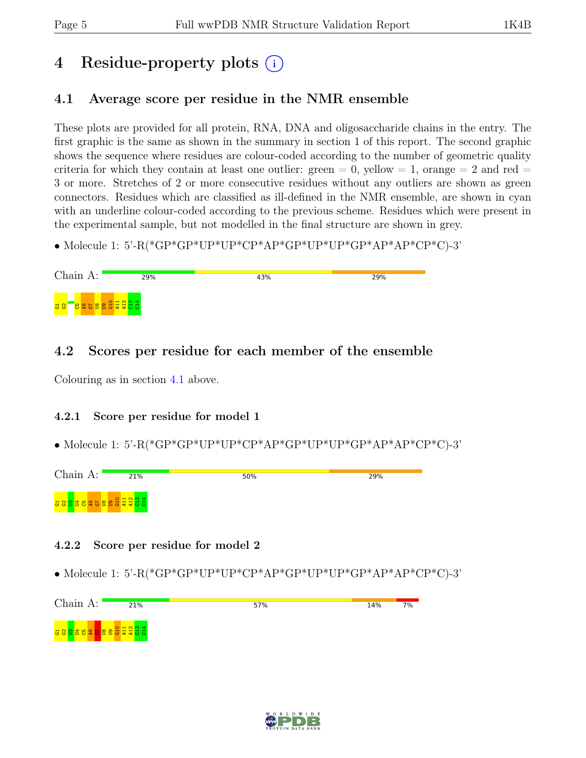# 4 Residue-property plots

## 4.1 Average score per residue in the NMR ensemble

These plots are provided for all protein, RNA, DNA and oligosaccharide chains in the entry. The first graphic is the same as shown in the summary in section 1 of this report. The second graphic shows the sequence where residues are colour-coded according to the number of geometric quality criteria for which they contain at least one outlier: green = 0, yellow = 1, orange = 2 and red = 3 or more. Stretches of 2 or more consecutive residues without any outliers are shown as green connectors. Residues which are classified as ill-defined in the NMR ensemble, are shown in cyan with an underline colour-coded according to the previous scheme. Residues which were present in the experimental sample, but not modelled in the final structure are shown in grey.

- Molecule 1: 5'-R(*GP*GP*UP*UP*CP*AP*GP*UP*UP*GP*AP*AP*CP*C)-3'

Chain A: 29% 43% 29%

G1 G2 C5 A6 G7 U8 U9 G10 A11 A12 C13 C14

## 4.2 Scores per residue for each member of the ensemble

Colouring as in section 4.1 above.

### 4.2.1 Score per residue for model 1

- Molecule 1: 5'-R(*GP*GP*UP*UP*CP*AP*GP*UP*UP*GP*AP*AP*CP*C)-3'

Chain A: 21% 50% 29%

G1 G2 U3 U4 C5 A6 G7 U8 U9 G10 A11 A12 C13 C14

### 4.2.2 Score per residue for model 2

- Molecule 1: 5'-R(*GP*GP*UP*UP*CP*AP*GP*UP*UP*GP*AP*AP*CP*C)-3'

Chain A: 21% 57% 14% 7%

G1 G2 U3 U4 C5 A6 G7 U8 U9 G10 A11 A12 C13 C14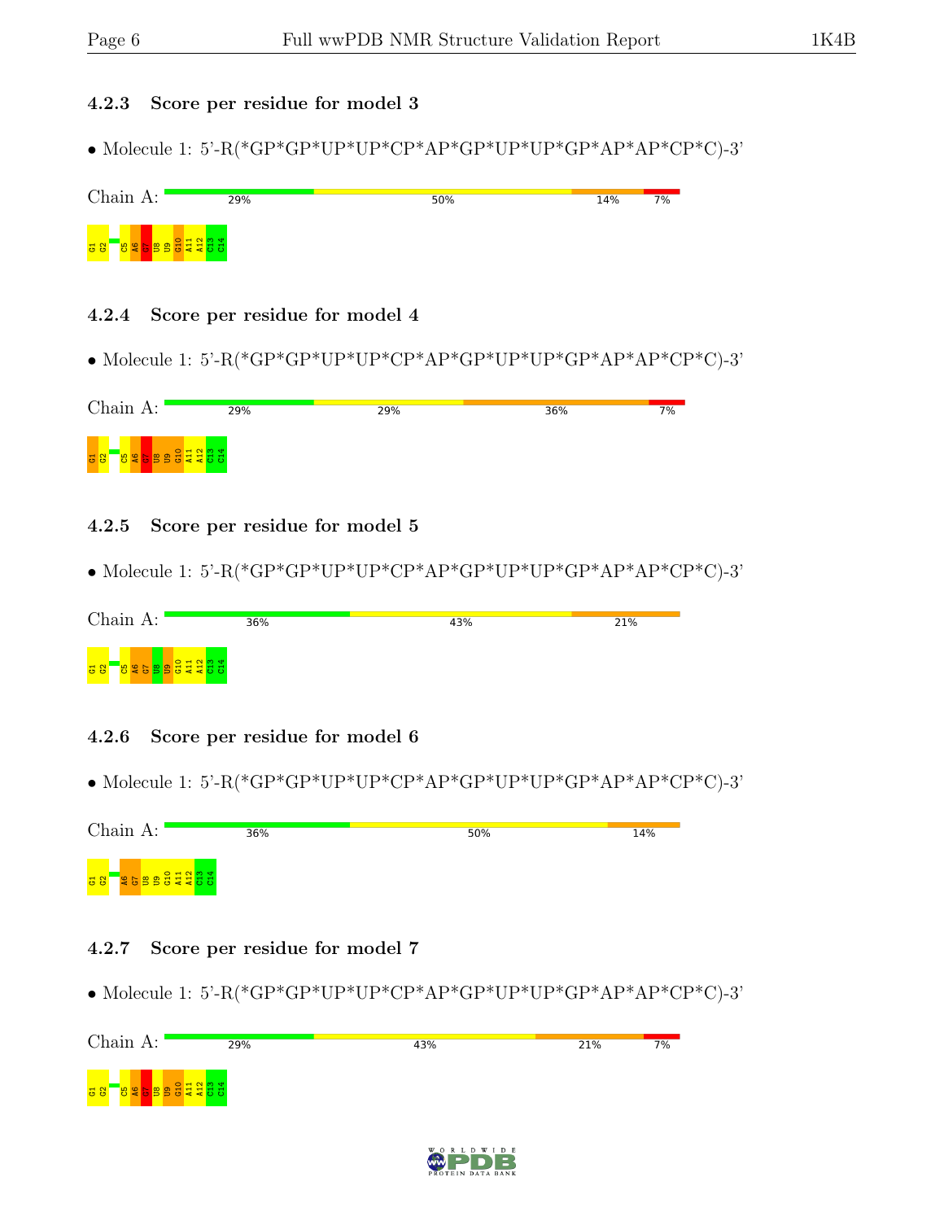### 4.2.3 Score per residue for model 3

- Molecule 1: 5'-R(*GP*GP*UP*UP*CP*AP*GP*UP*UP*GP*AP*AP*CP*C)-3'

Chain A: 29% 50% 14% 7%

G1 G2 C5 A6 G7 U8 U9 G10 A11 A12 C13 C14

### 4.2.4 Score per residue for model 4

- Molecule 1: 5'-R(*GP*GP*UP*UP*CP*AP*GP*UP*UP*GP*AP*AP*CP*C)-3'

Chain A: 29% 29% 36% 7%

G1 G2 C5 A6 G7 U8 U9 G10 A11 A12 C13 C14

### 4.2.5 Score per residue for model 5

- Molecule 1: 5'-R(*GP*GP*UP*UP*CP*AP*GP*UP*UP*GP*AP*AP*CP*C)-3'

Chain A: 36% 43% 21%

G1 G2 C5 A6 G7 U8 U9 G10 A11 A12 C13 C14

### 4.2.6 Score per residue for model 6

- Molecule 1: 5'-R(*GP*GP*UP*UP*CP*AP*GP*UP*UP*GP*AP*AP*CP*C)-3'

Chain A: 36% 50% 14%

G1 G2 A6 G7 U8 U9 G10 A11 A12 C13 C14

### 4.2.7 Score per residue for model 7

- Molecule 1: 5'-R(*GP*GP*UP*UP*CP*AP*GP*UP*UP*GP*AP*AP*CP*C)-3'

Chain A: 29% 43% 21% 7%

G1 G2 C5 A6 G7 U8 U9 G10 A11 A12 C13 C14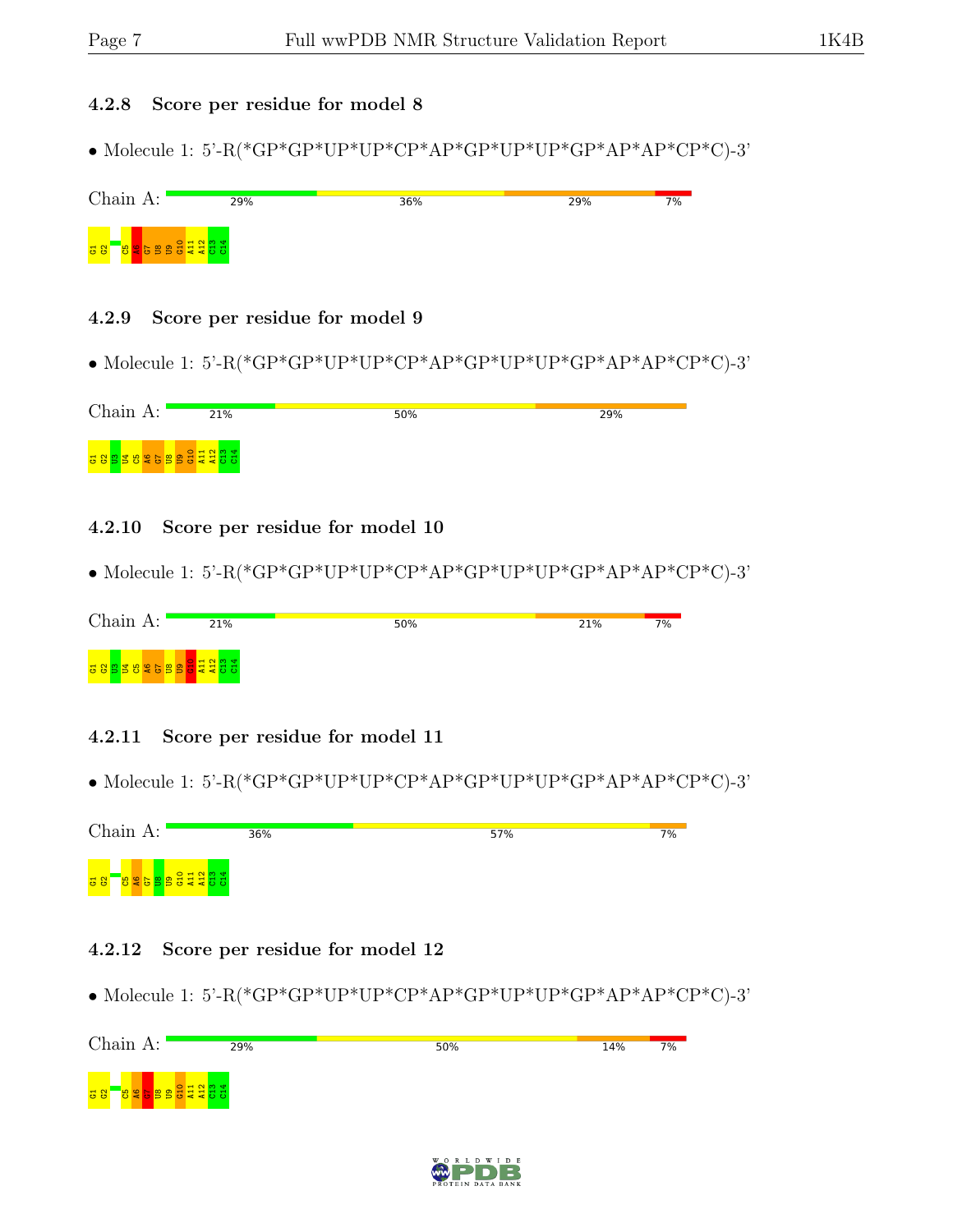### 4.2.8 Score per residue for model 8

- Molecule 1: 5'-R(*GP*GP*UP*UP*CP*AP*GP*UP*UP*GP*AP*AP*CP*C)-3'

Chain A: 29% | 36% | 29% | 7%

G1 G2 C5 A6 G7 U8 U9 G10 A11 A12 C13 C14

### 4.2.9 Score per residue for model 9

- Molecule 1: 5'-R(*GP*GP*UP*UP*CP*AP*GP*UP*UP*GP*AP*AP*CP*C)-3'

Chain A: 21% | 50% | 29%

G1 G2 U3 U4 C5 A6 G7 U8 U9 G10 A11 A12 C13 C14

### 4.2.10 Score per residue for model 10

- Molecule 1: 5'-R(*GP*GP*UP*UP*CP*AP*GP*UP*UP*GP*AP*AP*CP*C)-3'

Chain A: 21% | 50% | 21% | 7%

G1 G2 U3 U4 C5 A6 G7 U8 U9 G10 A11 A12 C13 C14

### 4.2.11 Score per residue for model 11

- Molecule 1: 5'-R(*GP*GP*UP*UP*CP*AP*GP*UP*UP*GP*AP*AP*CP*C)-3'

Chain A: 36% | 57% | 7%

G1 G2 C5 A6 G7 U8 U9 G10 A11 A12 C13 C14

### 4.2.12 Score per residue for model 12

- Molecule 1: 5'-R(*GP*GP*UP*UP*CP*AP*GP*UP*UP*GP*AP*AP*CP*C)-3'

Chain A: 29% | 50% | 14% | 7%

G1 G2 C5 A6 G7 U8 U9 G10 A11 A12 C13 C14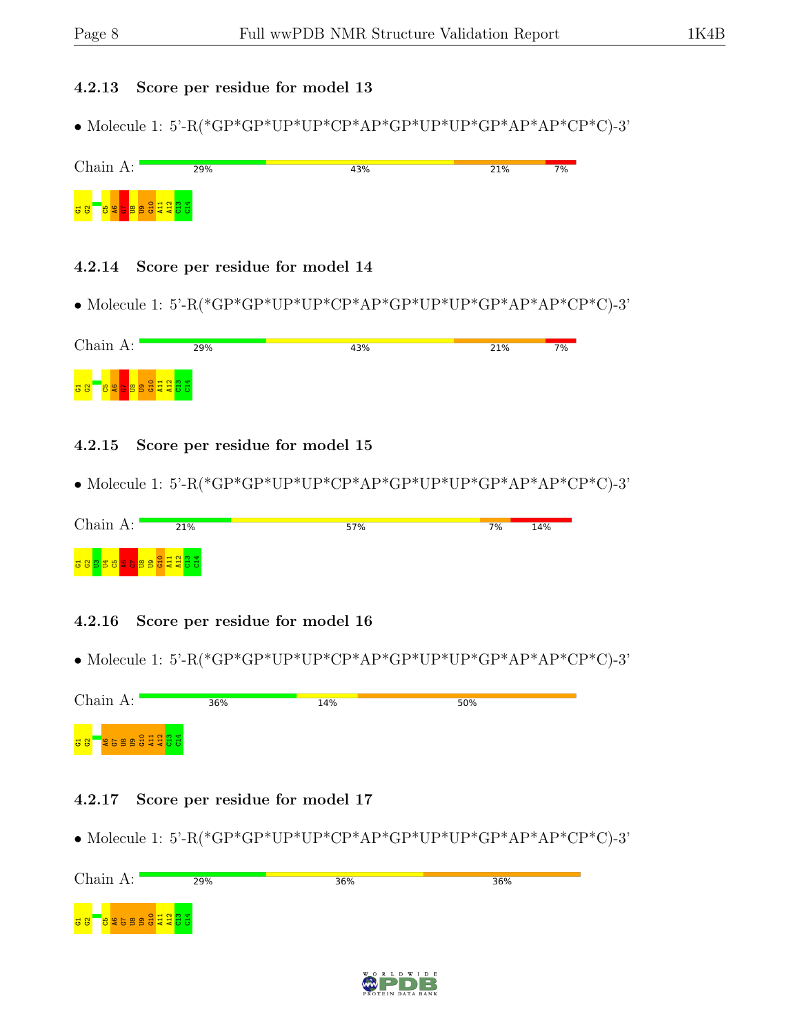### 4.2.13 Score per residue for model 13

• Molecule 1: 5'-R(*GP*GP*UP*UP*CP*AP*GP*UP*UP*GP*AP*AP*CP*C)-3'

Chain A: 29% 43% 21% 7%

G1 G2 C5 A6 G7 U8 U9 G10 A11 A12 C13 C14

### 4.2.14 Score per residue for model 14

• Molecule 1: 5'-R(*GP*GP*UP*UP*CP*AP*GP*UP*UP*GP*AP*AP*CP*C)-3'

Chain A: 29% 43% 21% 7%

G1 G2 C5 A6 G7 U8 U9 G10 A11 A12 C13 C14

### 4.2.15 Score per residue for model 15

• Molecule 1: 5'-R(*GP*GP*UP*UP*CP*AP*GP*UP*UP*GP*AP*AP*CP*C)-3'

Chain A: 21% 57% 7% 14%

G1 G2 U3 U4 C5 A6 G7 U8 U9 G10 A11 A12 C13 C14

### 4.2.16 Score per residue for model 16

• Molecule 1: 5'-R(*GP*GP*UP*UP*CP*AP*GP*UP*UP*GP*AP*AP*CP*C)-3'

Chain A: 36% 14% 50%

G1 G2 A6 G7 U8 U9 G10 A11 A12 C13 C14

### 4.2.17 Score per residue for model 17

• Molecule 1: 5'-R(*GP*GP*UP*UP*CP*AP*GP*UP*UP*GP*AP*AP*CP*C)-3'

Chain A: 29% 36% 36%

G1 G2 C5 A6 G7 U8 U9 G10 A11 A12 C13 C14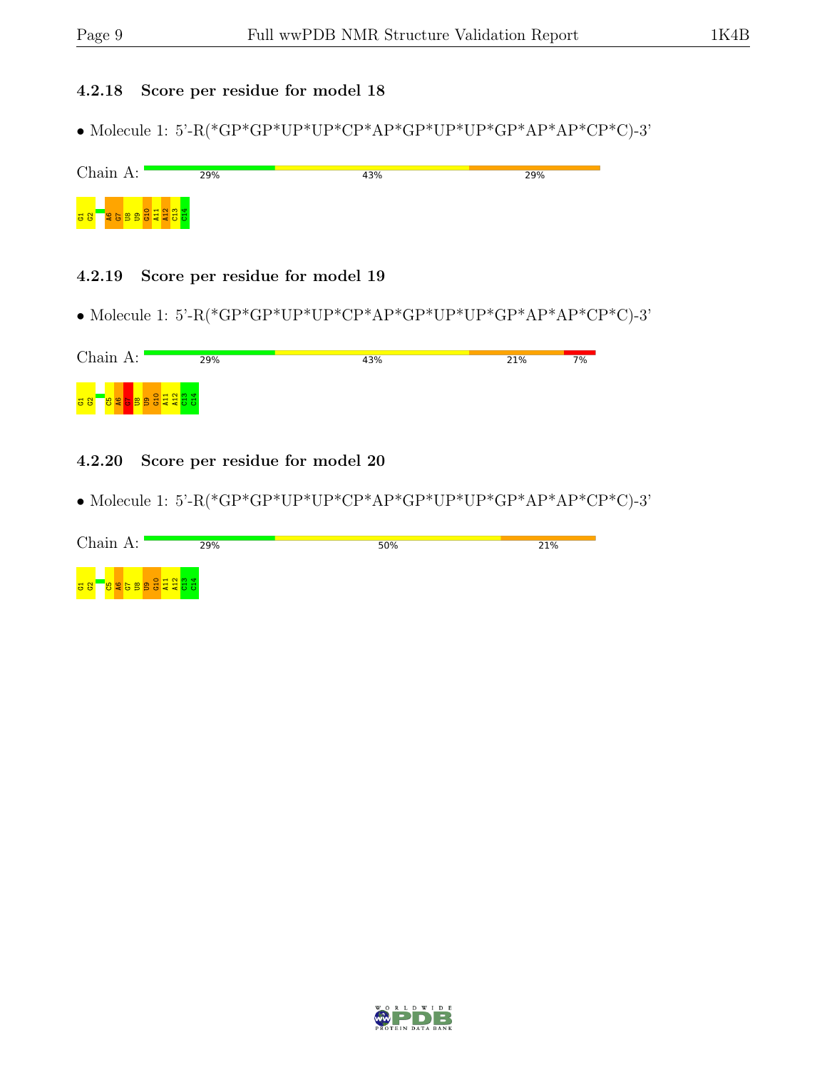### 4.2.18 Score per residue for model 18

- Molecule 1: 5'-R(*GP*GP*UP*UP*CP*AP*GP*UP*UP*GP*AP*AP*CP*C)-3'

Chain A: 29% 43% 29%

G1 G2 A6 G7 U8 U9 G10 A11 A12 C13 C14

### 4.2.19 Score per residue for model 19

- Molecule 1: 5'-R(*GP*GP*UP*UP*CP*AP*GP*UP*UP*GP*AP*AP*CP*C)-3'

Chain A: 29% 43% 21% 7%

G1 G2 C5 A6 G7 U8 U9 G10 A11 A12 C13 C14

### 4.2.20 Score per residue for model 20

- Molecule 1: 5'-R(*GP*GP*UP*UP*CP*AP*GP*UP*UP*GP*AP*AP*CP*C)-3'

Chain A: 29% 50% 21%

G1 G2 C5 A6 G7 U8 U9 G10 A11 A12 C13 C14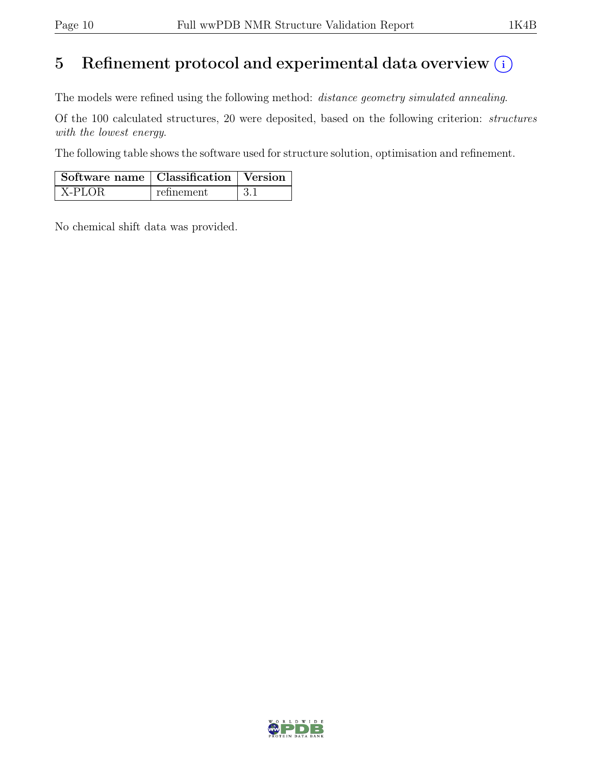# 5 Refinement protocol and experimental data overview (i)

The models were refined using the following method: *distance geometry simulated annealing*.

Of the 100 calculated structures, 20 were deposited, based on the following criterion: *structures with the lowest energy*.

The following table shows the software used for structure solution, optimisation and refinement.

| Software name | Classification | Version |
|---|---|---|
| X-PLOR | refinement | 3.1 |

No chemical shift data was provided.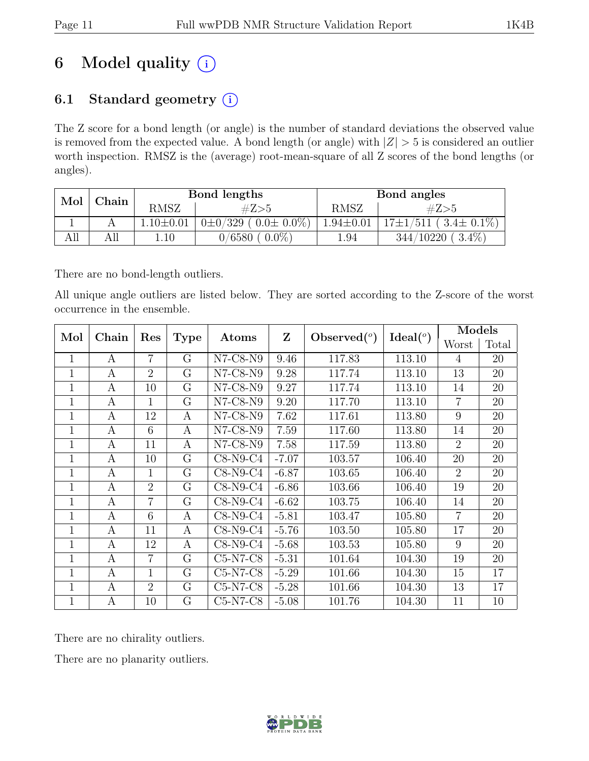# 6 Model quality

## 6.1 Standard geometry

The Z score for a bond length (or angle) is the number of standard deviations the observed value is removed from the expected value. A bond length (or angle) with $|Z| > 5$ is considered an outlier worth inspection. RMSZ is the (average) root-mean-square of all Z scores of the bond lengths (or angles).

| Mol | Chain | Bond lengths | | Bond angles | |
|---|---|---|---|---|---|
| | | RMSZ | #Z>5 | RMSZ | #Z>5 |
| 1 | A | 1.10±0.01 | 0±0/329 ( 0.0± 0.0%) | 1.94±0.01 | 17±1/511 ( 3.4± 0.1%) |
| All | All | 1.10 | 0/6580 ( 0.0%) | 1.94 | 344/10220 ( 3.4%) |

There are no bond-length outliers.

All unique angle outliers are listed below. They are sorted according to the Z-score of the worst occurrence in the ensemble.

| Mol | Chain | Res | Type | Atoms | Z | Observed(°) | Ideal(°) | Models | |
|---|---|---|---|---|---|---|---|---|---|
| | | | | | | | | Worst | Total |
| 1 | A | 7 | G | N7-C8-N9 | 9.46 | 117.83 | 113.10 | 4 | 20 |
| 1 | A | 2 | G | N7-C8-N9 | 9.28 | 117.74 | 113.10 | 13 | 20 |
| 1 | A | 10 | G | N7-C8-N9 | 9.27 | 117.74 | 113.10 | 14 | 20 |
| 1 | A | 1 | G | N7-C8-N9 | 9.20 | 117.70 | 113.10 | 7 | 20 |
| 1 | A | 12 | A | N7-C8-N9 | 7.62 | 117.61 | 113.80 | 9 | 20 |
| 1 | A | 6 | A | N7-C8-N9 | 7.59 | 117.60 | 113.80 | 14 | 20 |
| 1 | A | 11 | A | N7-C8-N9 | 7.58 | 117.59 | 113.80 | 2 | 20 |
| 1 | A | 10 | G | C8-N9-C4 | -7.07 | 103.57 | 106.40 | 20 | 20 |
| 1 | A | 1 | G | C8-N9-C4 | -6.87 | 103.65 | 106.40 | 2 | 20 |
| 1 | A | 2 | G | C8-N9-C4 | -6.86 | 103.66 | 106.40 | 19 | 20 |
| 1 | A | 7 | G | C8-N9-C4 | -6.62 | 103.75 | 106.40 | 14 | 20 |
| 1 | A | 6 | A | C8-N9-C4 | -5.81 | 103.47 | 105.80 | 7 | 20 |
| 1 | A | 11 | A | C8-N9-C4 | -5.76 | 103.50 | 105.80 | 17 | 20 |
| 1 | A | 12 | A | C8-N9-C4 | -5.68 | 103.53 | 105.80 | 9 | 20 |
| 1 | A | 7 | G | C5-N7-C8 | -5.31 | 101.64 | 104.30 | 19 | 20 |
| 1 | A | 1 | G | C5-N7-C8 | -5.29 | 101.66 | 104.30 | 15 | 17 |
| 1 | A | 2 | G | C5-N7-C8 | -5.28 | 101.66 | 104.30 | 13 | 17 |
| 1 | A | 10 | G | C5-N7-C8 | -5.08 | 101.76 | 104.30 | 11 | 10 |

There are no chirality outliers.

There are no planarity outliers.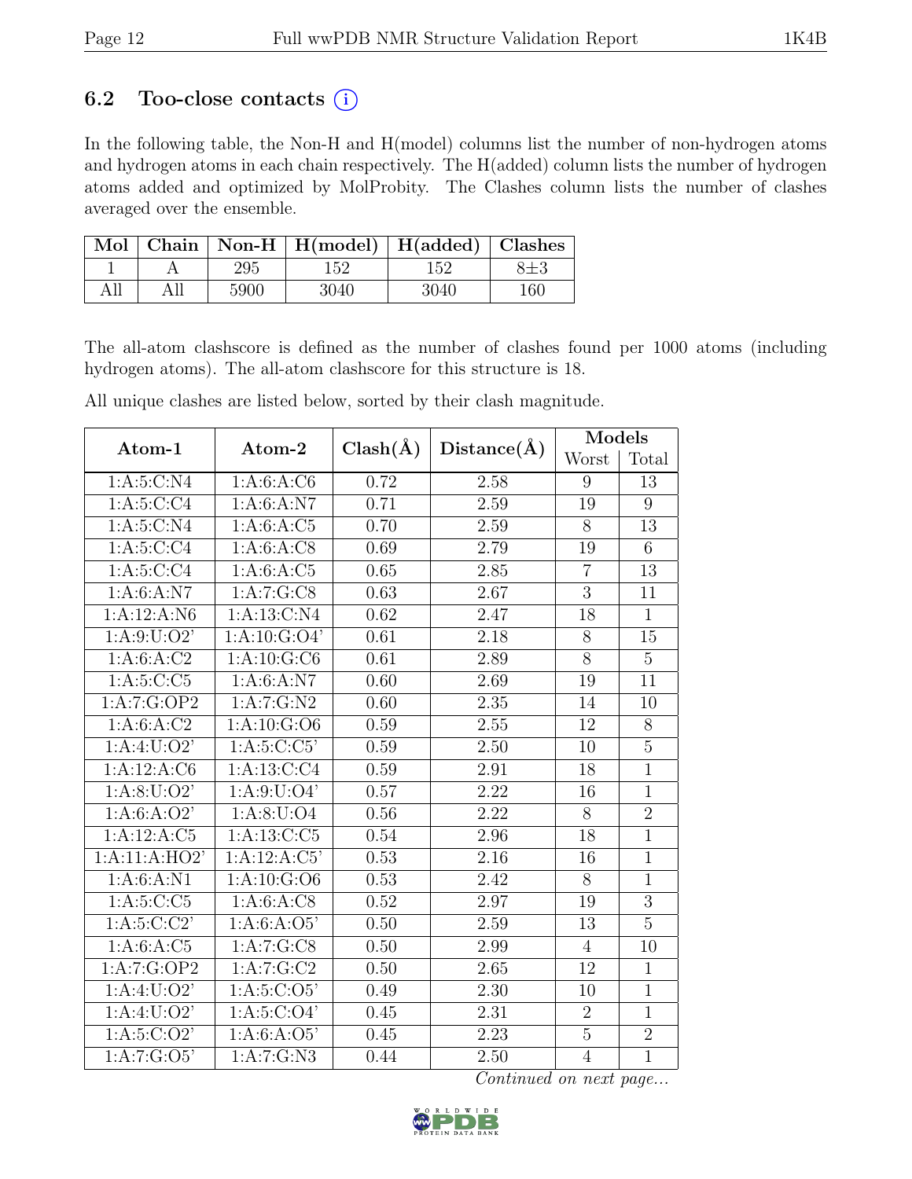## 6.2 Too-close contacts (i)

In the following table, the Non-H and H(model) columns list the number of non-hydrogen atoms and hydrogen atoms in each chain respectively. The H(added) column lists the number of hydrogen atoms added and optimized by MolProbity. The Clashes column lists the number of clashes averaged over the ensemble.

| Mol | Chain | Non-H | H(model) | H(added) | Clashes |
|---|---|---|---|---|---|
| 1 | A | 295 | 152 | 152 | 8±3 |
| All | All | 5900 | 3040 | 3040 | 160 |

The all-atom clashscore is defined as the number of clashes found per 1000 atoms (including hydrogen atoms). The all-atom clashscore for this structure is 18.

All unique clashes are listed below, sorted by their clash magnitude.

| Atom-1 | Atom-2 | Clash(Å) | Distance(Å) | Models | |
|---|---|---|---|---|---|
| | | | | Worst | Total |
| 1:A:5:C:N4 | 1:A:6:A:C6 | 0.72 | 2.58 | 9 | 13 |
| 1:A:5:C:C4 | 1:A:6:A:N7 | 0.71 | 2.59 | 19 | 9 |
| 1:A:5:C:N4 | 1:A:6:A:C5 | 0.70 | 2.59 | 8 | 13 |
| 1:A:5:C:C4 | 1:A:6:A:C8 | 0.69 | 2.79 | 19 | 6 |
| 1:A:5:C:C4 | 1:A:6:A:C5 | 0.65 | 2.85 | 7 | 13 |
| 1:A:6:A:N7 | 1:A:7:G:C8 | 0.63 | 2.67 | 3 | 11 |
| 1:A:12:A:N6 | 1:A:13:C:N4 | 0.62 | 2.47 | 18 | 1 |
| 1:A:9:U:O2' | 1:A:10:G:O4' | 0.61 | 2.18 | 8 | 15 |
| 1:A:6:A:C2 | 1:A:10:G:C6 | 0.61 | 2.89 | 8 | 5 |
| 1:A:5:C:C5 | 1:A:6:A:N7 | 0.60 | 2.69 | 19 | 11 |
| 1:A:7:G:OP2 | 1:A:7:G:N2 | 0.60 | 2.35 | 14 | 10 |
| 1:A:6:A:C2 | 1:A:10:G:O6 | 0.59 | 2.55 | 12 | 8 |
| 1:A:4:U:O2' | 1:A:5:C:C5' | 0.59 | 2.50 | 10 | 5 |
| 1:A:12:A:C6 | 1:A:13:C:C4 | 0.59 | 2.91 | 18 | 1 |
| 1:A:8:U:O2' | 1:A:9:U:O4' | 0.57 | 2.22 | 16 | 1 |
| 1:A:6:A:O2' | 1:A:8:U:O4 | 0.56 | 2.22 | 8 | 2 |
| 1:A:12:A:C5 | 1:A:13:C:C5 | 0.54 | 2.96 | 18 | 1 |
| 1:A:11:A:HO2' | 1:A:12:A:C5' | 0.53 | 2.16 | 16 | 1 |
| 1:A:6:A:N1 | 1:A:10:G:O6 | 0.53 | 2.42 | 8 | 1 |
| 1:A:5:C:C5 | 1:A:6:A:C8 | 0.52 | 2.97 | 19 | 3 |
| 1:A:5:C:C2' | 1:A:6:A:O5' | 0.50 | 2.59 | 13 | 5 |
| 1:A:6:A:C5 | 1:A:7:G:C8 | 0.50 | 2.99 | 4 | 10 |
| 1:A:7:G:OP2 | 1:A:7:G:C2 | 0.50 | 2.65 | 12 | 1 |
| 1:A:4:U:O2' | 1:A:5:C:O5' | 0.49 | 2.30 | 10 | 1 |
| 1:A:4:U:O2' | 1:A:5:C:O4' | 0.45 | 2.31 | 2 | 1 |
| 1:A:5:C:O2' | 1:A:6:A:O5' | 0.45 | 2.23 | 5 | 2 |
| 1:A:7:G:O5' | 1:A:7:G:N3 | 0.44 | 2.50 | 4 | 1 |

*Continued on next page...*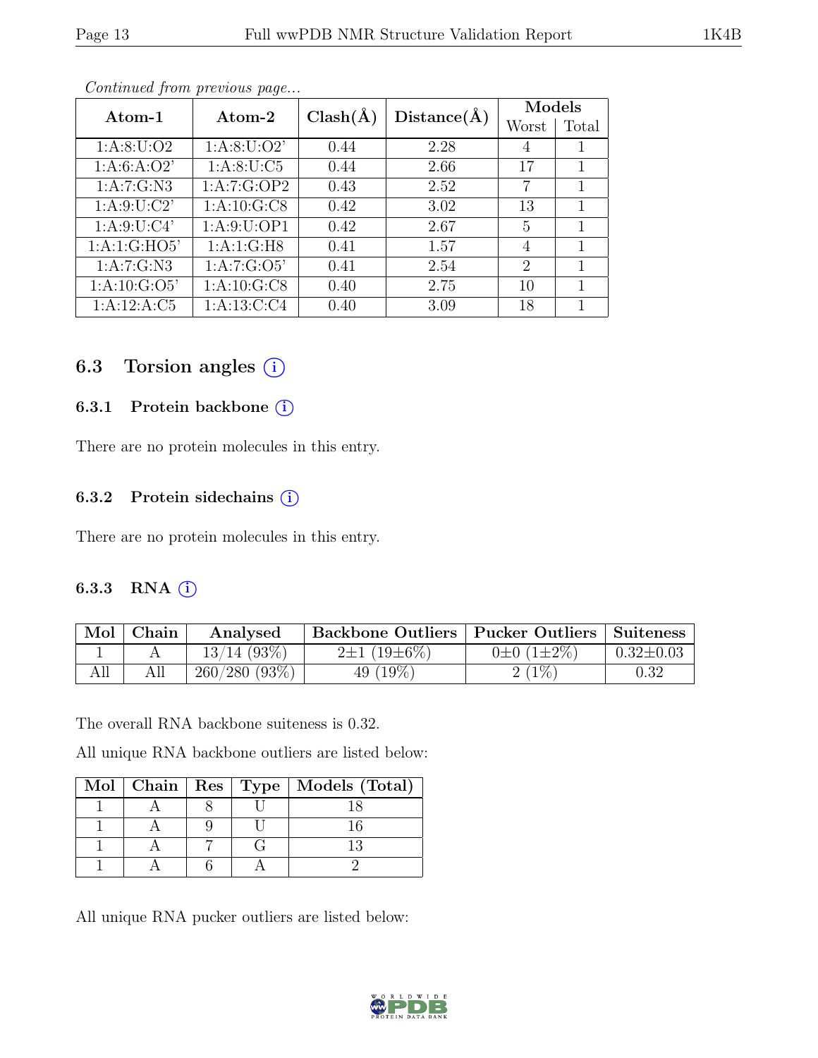*Continued from previous page...*

| Atom-1 | Atom-2 | Clash(Å) | Distance(Å) | Models | |
|---|---|---|---|---|---|
| | | | | Worst | Total |
| 1:A:8:U:O2 | 1:A:8:U:O2' | 0.44 | 2.28 | 4 | 1 |
| 1:A:6:A:O2' | 1:A:8:U:C5 | 0.44 | 2.66 | 17 | 1 |
| 1:A:7:G:N3 | 1:A:7:G:OP2 | 0.43 | 2.52 | 7 | 1 |
| 1:A:9:U:C2' | 1:A:10:G:C8 | 0.42 | 3.02 | 13 | 1 |
| 1:A:9:U:C4' | 1:A:9:U:OP1 | 0.42 | 2.67 | 5 | 1 |
| 1:A:1:G:HO5' | 1:A:1:G:H8 | 0.41 | 1.57 | 4 | 1 |
| 1:A:7:G:N3 | 1:A:7:G:O5' | 0.41 | 2.54 | 2 | 1 |
| 1:A:10:G:O5' | 1:A:10:G:C8 | 0.40 | 2.75 | 10 | 1 |
| 1:A:12:A:C5 | 1:A:13:C:C4 | 0.40 | 3.09 | 18 | 1 |

## 6.3 Torsion angles

### 6.3.1 Protein backbone

There are no protein molecules in this entry.

### 6.3.2 Protein sidechains

There are no protein molecules in this entry.

### 6.3.3 RNA

| Mol | Chain | Analysed | Backbone Outliers | Pucker Outliers | Suiteness |
|---|---|---|---|---|---|
| 1 | A | 13/14 (93%) | 2±1 (19±6%) | 0±0 (1±2%) | 0.32±0.03 |
| All | All | 260/280 (93%) | 49 (19%) | 2 (1%) | 0.32 |

The overall RNA backbone suiteness is 0.32.

All unique RNA backbone outliers are listed below:

| Mol | Chain | Res | Type | Models (Total) |
|---|---|---|---|---|
| 1 | A | 8 | U | 18 |
| 1 | A | 9 | U | 16 |
| 1 | A | 7 | G | 13 |
| 1 | A | 6 | A | 2 |

All unique RNA pucker outliers are listed below: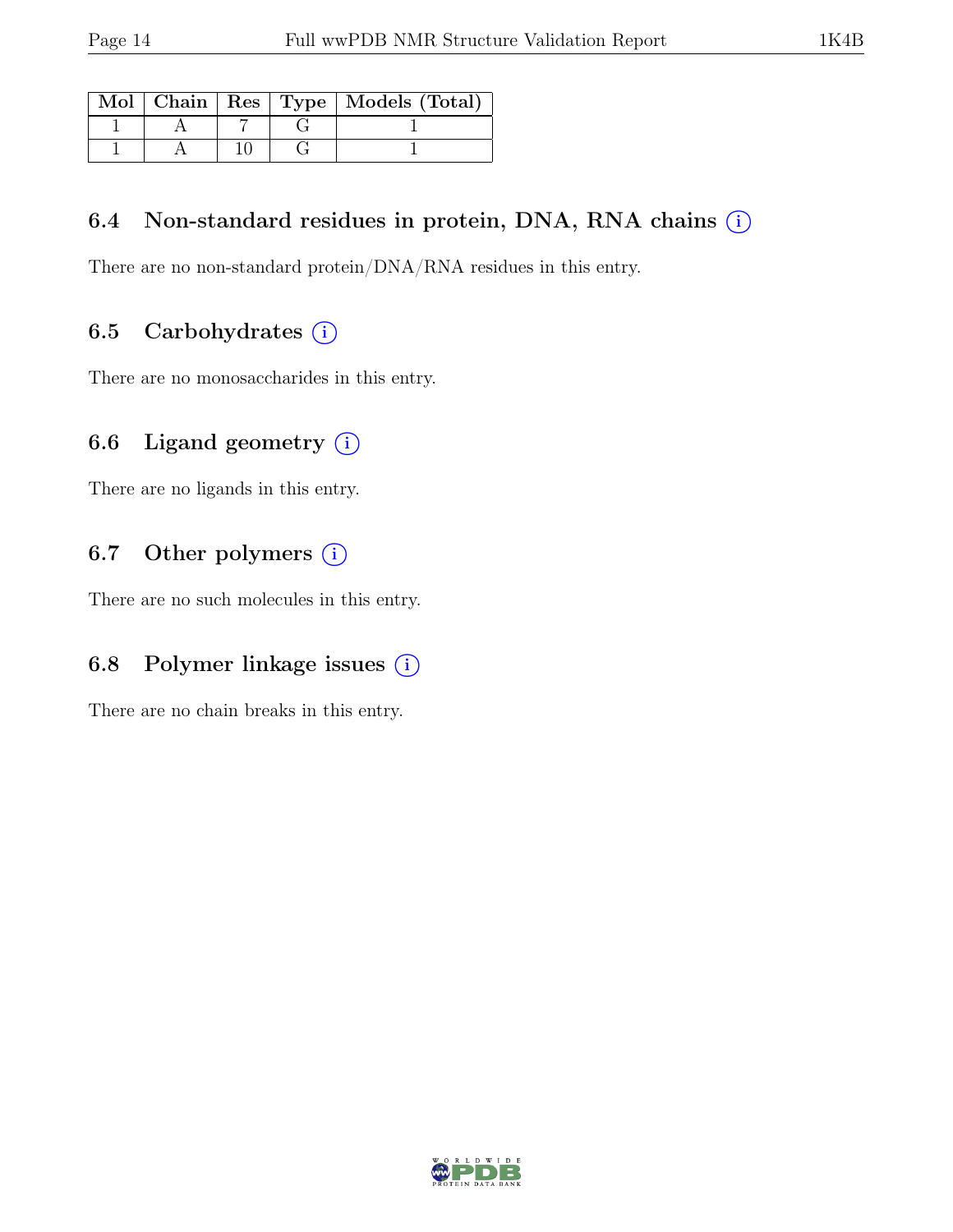| Mol | Chain | Res | Type | Models (Total) |
|---|---|---|---|---|
| 1 | A | 7 | G | 1 |
| 1 | A | 10 | G | 1 |

### 6.4 Non-standard residues in protein, DNA, RNA chains (i)

There are no non-standard protein/DNA/RNA residues in this entry.

### 6.5 Carbohydrates (i)

There are no monosaccharides in this entry.

### 6.6 Ligand geometry (i)

There are no ligands in this entry.

### 6.7 Other polymers (i)

There are no such molecules in this entry.

### 6.8 Polymer linkage issues (i)

There are no chain breaks in this entry.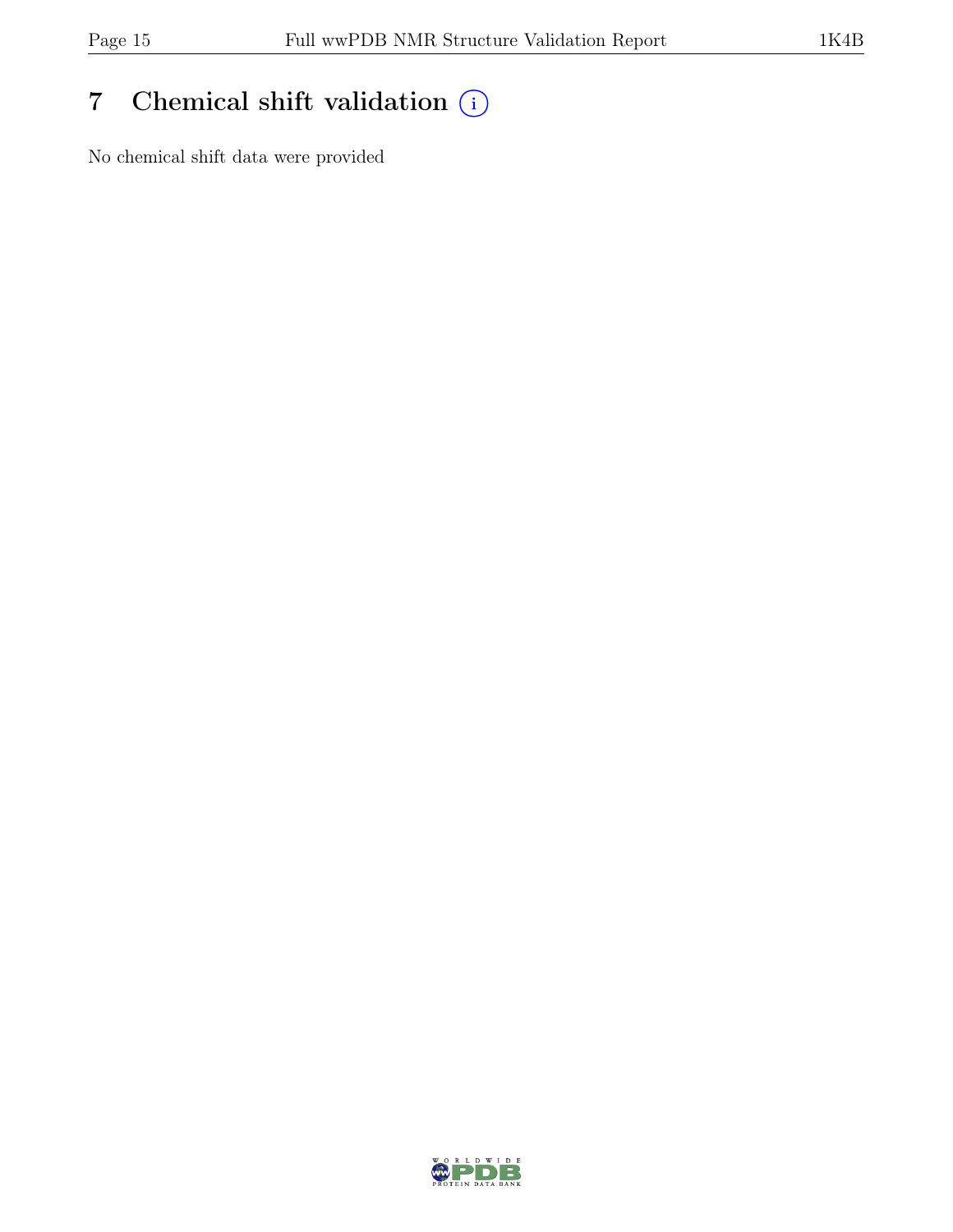# 7 Chemical shift validation

No chemical shift data were provided